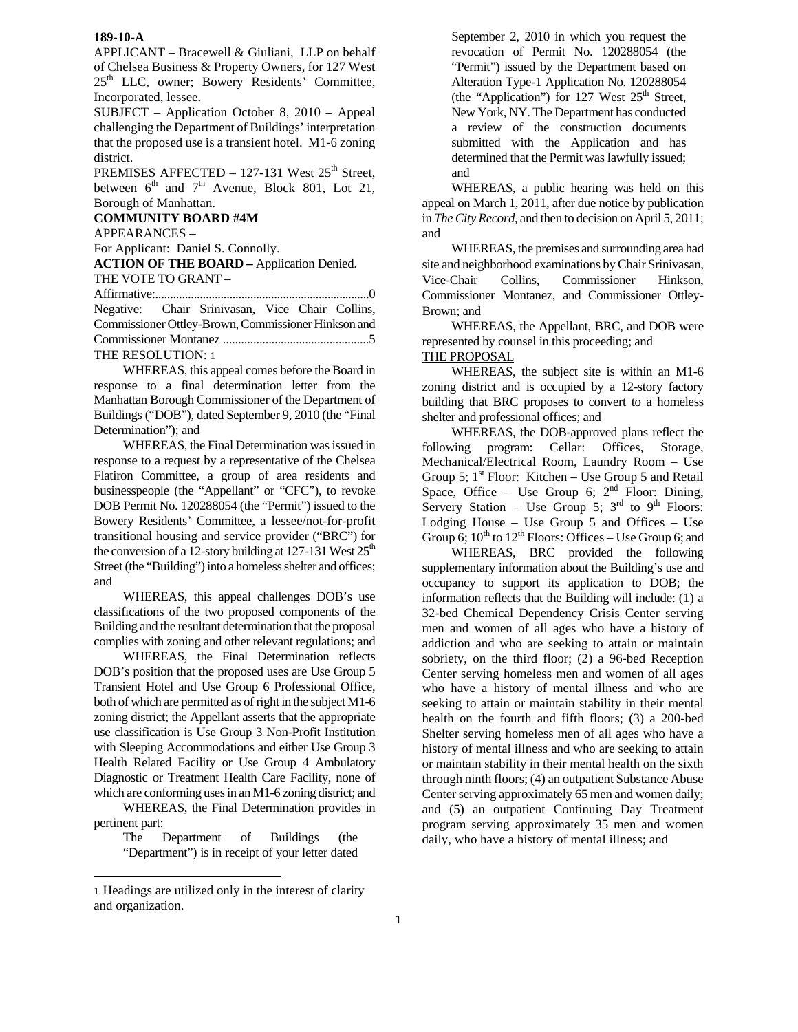**189-10-A**

APPLICANT – Bracewell & Giuliani, LLP on behalf of Chelsea Business & Property Owners, for 127 West 25th LLC, owner; Bowery Residents' Committee, Incorporated, lessee.

SUBJECT – Application October 8, 2010 – Appeal challenging the Department of Buildings' interpretation that the proposed use is a transient hotel. M1-6 zoning district.

PREMISES AFFECTED – 127-131 West 25th Street, between 6th and 7th Avenue, Block 801, Lot 21, Borough of Manhattan.

**COMMUNITY BOARD #4M**

APPEARANCES –

For Applicant: Daniel S. Connolly.

**ACTION OF THE BOARD –** Application Denied.

THE VOTE TO GRANT –

Affirmative:.......................................................................0

Negative: Chair Srinivasan, Vice Chair Collins, Commissioner Ottley-Brown, Commissioner Hinkson and Commissioner Montanez ................................................5

THE RESOLUTION: [1]

WHEREAS, this appeal comes before the Board in response to a final determination letter from the Manhattan Borough Commissioner of the Department of Buildings ("DOB"), dated September 9, 2010 (the "Final Determination"); and

WHEREAS, the Final Determination was issued in response to a request by a representative of the Chelsea Flatiron Committee, a group of area residents and businesspeople (the "Appellant" or "CFC"), to revoke DOB Permit No. 120288054 (the "Permit") issued to the Bowery Residents' Committee, a lessee/not-for-profit transitional housing and service provider ("BRC") for the conversion of a 12-story building at 127-131 West 25th Street (the "Building") into a homeless shelter and offices; and

WHEREAS, this appeal challenges DOB's use classifications of the two proposed components of the Building and the resultant determination that the proposal complies with zoning and other relevant regulations; and

WHEREAS, the Final Determination reflects DOB's position that the proposed uses are Use Group 5 Transient Hotel and Use Group 6 Professional Office, both of which are permitted as of right in the subject M1-6 zoning district; the Appellant asserts that the appropriate use classification is Use Group 3 Non-Profit Institution with Sleeping Accommodations and either Use Group 3 Health Related Facility or Use Group 4 Ambulatory Diagnostic or Treatment Health Care Facility, none of which are conforming uses in an M1-6 zoning district; and

WHEREAS, the Final Determination provides in pertinent part:

> The Department of Buildings (the "Department") is in receipt of your letter dated September 2, 2010 in which you request the revocation of Permit No. 120288054 (the "Permit") issued by the Department based on Alteration Type-1 Application No. 120288054 (the "Application") for 127 West 25th Street, New York, NY. The Department has conducted a review of the construction documents submitted with the Application and has determined that the Permit was lawfully issued; and

WHEREAS, a public hearing was held on this appeal on March 1, 2011, after due notice by publication in *The City Record*, and then to decision on April 5, 2011; and

WHEREAS, the premises and surrounding area had site and neighborhood examinations by Chair Srinivasan, Vice-Chair Collins, Commissioner Hinkson, Commissioner Montanez, and Commissioner Ottley-Brown; and

WHEREAS, the Appellant, BRC, and DOB were represented by counsel in this proceeding; and

THE PROPOSAL

WHEREAS, the subject site is within an M1-6 zoning district and is occupied by a 12-story factory building that BRC proposes to convert to a homeless shelter and professional offices; and

WHEREAS, the DOB-approved plans reflect the following program: Cellar: Offices, Storage, Mechanical/Electrical Room, Laundry Room – Use Group 5; 1st Floor: Kitchen – Use Group 5 and Retail Space, Office – Use Group 6; 2nd Floor: Dining, Servery Station – Use Group 5; 3rd to 9th Floors: Lodging House – Use Group 5 and Offices – Use Group 6; 10th to 12th Floors: Offices – Use Group 6; and

WHEREAS, BRC provided the following supplementary information about the Building's use and occupancy to support its application to DOB; the information reflects that the Building will include: (1) a 32-bed Chemical Dependency Crisis Center serving men and women of all ages who have a history of addiction and who are seeking to attain or maintain sobriety, on the third floor; (2) a 96-bed Reception Center serving homeless men and women of all ages who have a history of mental illness and who are seeking to attain or maintain stability in their mental health on the fourth and fifth floors; (3) a 200-bed Shelter serving homeless men of all ages who have a history of mental illness and who are seeking to attain or maintain stability in their mental health on the sixth through ninth floors; (4) an outpatient Substance Abuse Center serving approximately 65 men and women daily; and (5) an outpatient Continuing Day Treatment program serving approximately 35 men and women daily, who have a history of mental illness; and

[1] Headings are utilized only in the interest of clarity and organization.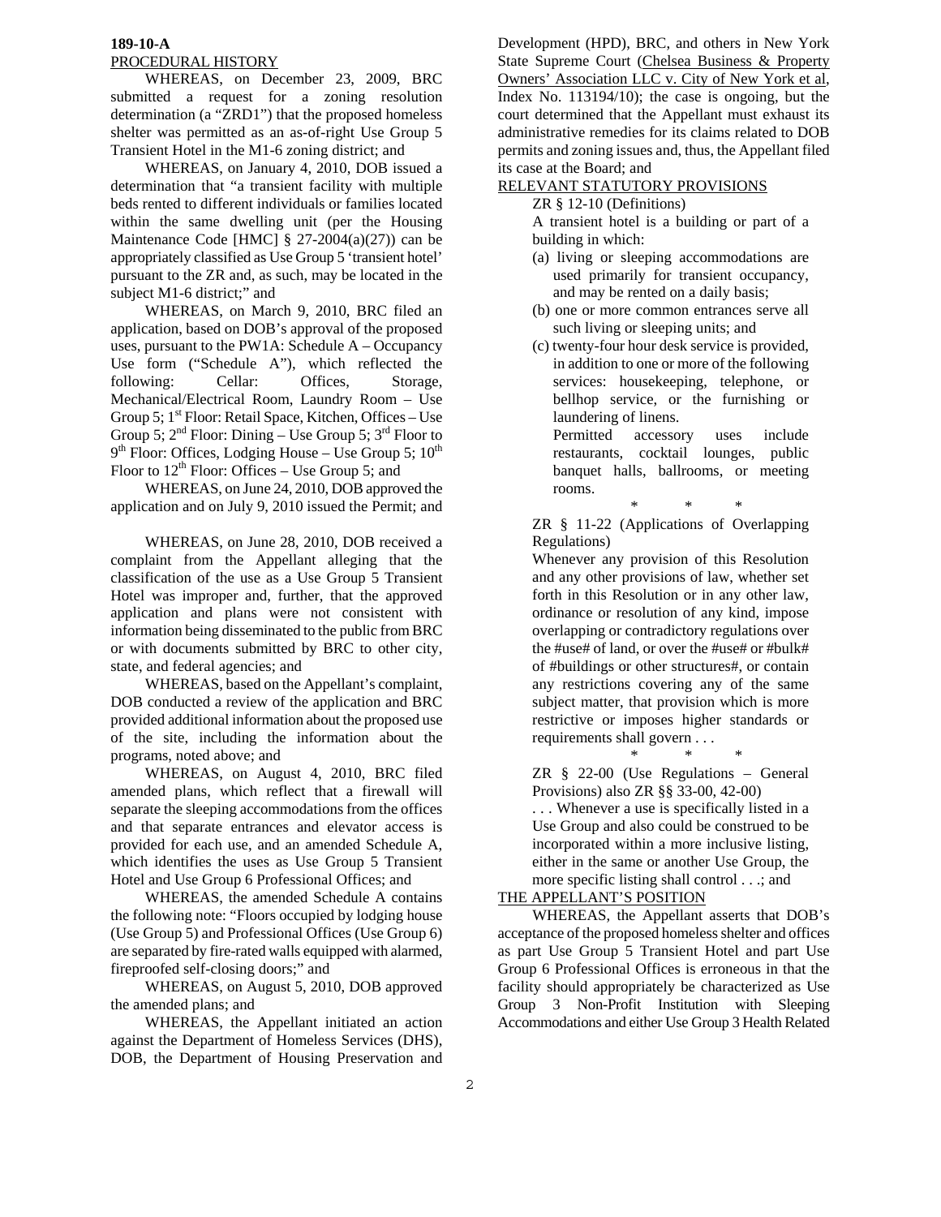**189-10-A**

PROCEDURAL HISTORY

WHEREAS, on December 23, 2009, BRC submitted a request for a zoning resolution determination (a "ZRD1") that the proposed homeless shelter was permitted as an as-of-right Use Group 5 Transient Hotel in the M1-6 zoning district; and

WHEREAS, on January 4, 2010, DOB issued a determination that "a transient facility with multiple beds rented to different individuals or families located within the same dwelling unit (per the Housing Maintenance Code [HMC] § 27-2004(a)(27)) can be appropriately classified as Use Group 5 'transient hotel' pursuant to the ZR and, as such, may be located in the subject M1-6 district;" and

WHEREAS, on March 9, 2010, BRC filed an application, based on DOB's approval of the proposed uses, pursuant to the PW1A: Schedule A – Occupancy Use form ("Schedule A"), which reflected the following: Cellar: Offices, Storage, Mechanical/Electrical Room, Laundry Room – Use Group 5; 1st Floor: Retail Space, Kitchen, Offices – Use Group 5; 2nd Floor: Dining – Use Group 5; 3rd Floor to 9th Floor: Offices, Lodging House – Use Group 5; 10th Floor to 12th Floor: Offices – Use Group 5; and

WHEREAS, on June 24, 2010, DOB approved the application and on July 9, 2010 issued the Permit; and

WHEREAS, on June 28, 2010, DOB received a complaint from the Appellant alleging that the classification of the use as a Use Group 5 Transient Hotel was improper and, further, that the approved application and plans were not consistent with information being disseminated to the public from BRC or with documents submitted by BRC to other city, state, and federal agencies; and

WHEREAS, based on the Appellant's complaint, DOB conducted a review of the application and BRC provided additional information about the proposed use of the site, including the information about the programs, noted above; and

WHEREAS, on August 4, 2010, BRC filed amended plans, which reflect that a firewall will separate the sleeping accommodations from the offices and that separate entrances and elevator access is provided for each use, and an amended Schedule A, which identifies the uses as Use Group 5 Transient Hotel and Use Group 6 Professional Offices; and

WHEREAS, the amended Schedule A contains the following note: "Floors occupied by lodging house (Use Group 5) and Professional Offices (Use Group 6) are separated by fire-rated walls equipped with alarmed, fireproofed self-closing doors;" and

WHEREAS, on August 5, 2010, DOB approved the amended plans; and

WHEREAS, the Appellant initiated an action against the Department of Homeless Services (DHS), DOB, the Department of Housing Preservation and Development (HPD), BRC, and others in New York State Supreme Court (Chelsea Business & Property Owners' Association LLC v. City of New York et al, Index No. 113194/10); the case is ongoing, but the court determined that the Appellant must exhaust its administrative remedies for its claims related to DOB permits and zoning issues and, thus, the Appellant filed its case at the Board; and

RELEVANT STATUTORY PROVISIONS

ZR § 12-10 (Definitions)

A transient hotel is a building or part of a building in which:

(a) living or sleeping accommodations are used primarily for transient occupancy, and may be rented on a daily basis;
(b) one or more common entrances serve all such living or sleeping units; and
(c) twenty-four hour desk service is provided, in addition to one or more of the following services: housekeeping, telephone, or bellhop service, or the furnishing or laundering of linens.

Permitted accessory uses include restaurants, cocktail lounges, public banquet halls, ballrooms, or meeting rooms.

\* \* \*

ZR § 11-22 (Applications of Overlapping Regulations)

Whenever any provision of this Resolution and any other provisions of law, whether set forth in this Resolution or in any other law, ordinance or resolution of any kind, impose overlapping or contradictory regulations over the #use# of land, or over the #use# or #bulk# of #buildings or other structures#, or contain any restrictions covering any of the same subject matter, that provision which is more restrictive or imposes higher standards or requirements shall govern . . .

\* \* \*

ZR § 22-00 (Use Regulations – General Provisions) also ZR §§ 33-00, 42-00)

. . . Whenever a use is specifically listed in a Use Group and also could be construed to be incorporated within a more inclusive listing, either in the same or another Use Group, the more specific listing shall control . . .; and

THE APPELLANT'S POSITION

WHEREAS, the Appellant asserts that DOB's acceptance of the proposed homeless shelter and offices as part Use Group 5 Transient Hotel and part Use Group 6 Professional Offices is erroneous in that the facility should appropriately be characterized as Use Group 3 Non-Profit Institution with Sleeping Accommodations and either Use Group 3 Health Related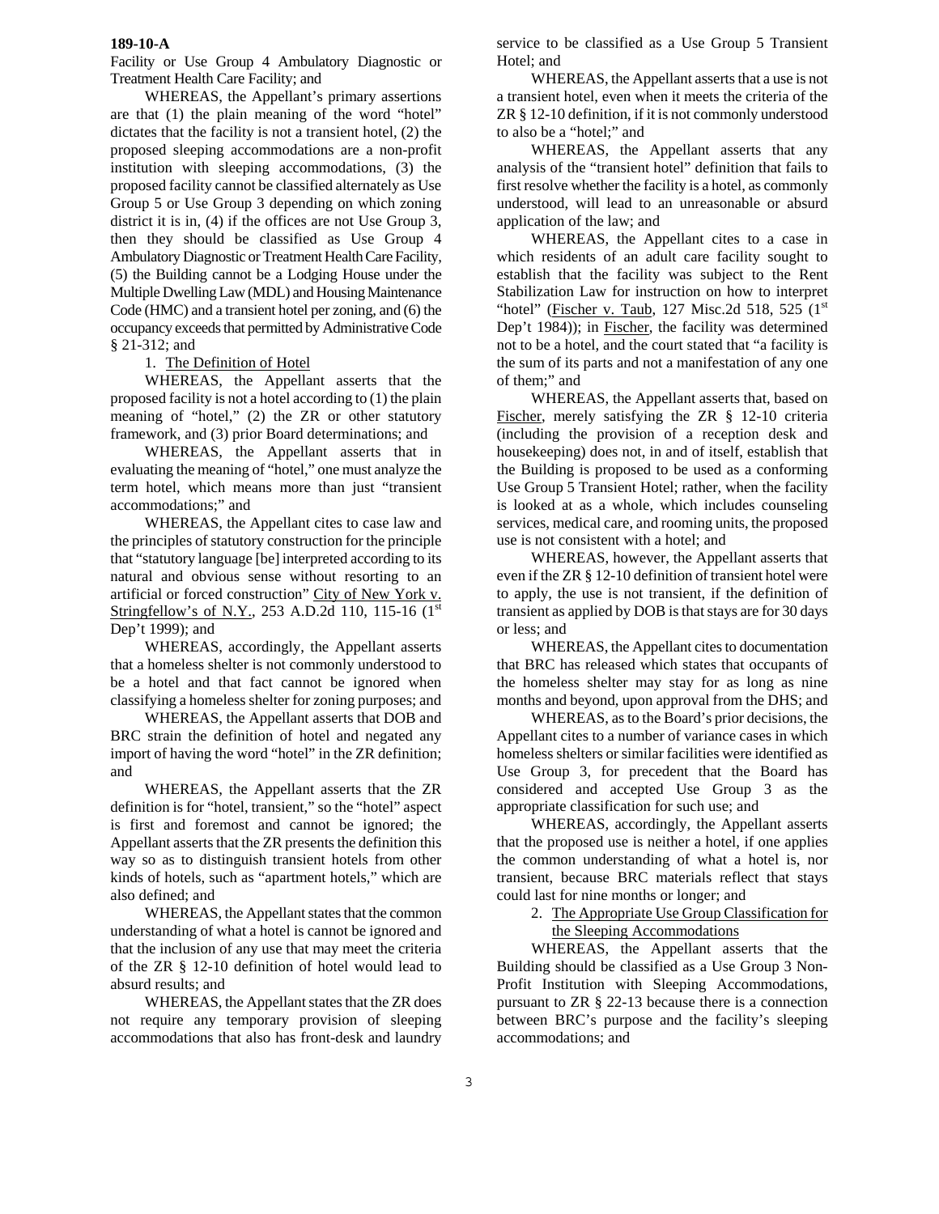Facility or Use Group 4 Ambulatory Diagnostic or Treatment Health Care Facility; and

WHEREAS, the Appellant's primary assertions are that (1) the plain meaning of the word "hotel" dictates that the facility is not a transient hotel, (2) the proposed sleeping accommodations are a non-profit institution with sleeping accommodations, (3) the proposed facility cannot be classified alternately as Use Group 5 or Use Group 3 depending on which zoning district it is in, (4) if the offices are not Use Group 3, then they should be classified as Use Group 4 Ambulatory Diagnostic or Treatment Health Care Facility, (5) the Building cannot be a Lodging House under the Multiple Dwelling Law (MDL) and Housing Maintenance Code (HMC) and a transient hotel per zoning, and (6) the occupancy exceeds that permitted by Administrative Code § 21-312; and

1. The Definition of Hotel

WHEREAS, the Appellant asserts that the proposed facility is not a hotel according to (1) the plain meaning of "hotel," (2) the ZR or other statutory framework, and (3) prior Board determinations; and

WHEREAS, the Appellant asserts that in evaluating the meaning of "hotel," one must analyze the term hotel, which means more than just "transient accommodations;" and

WHEREAS, the Appellant cites to case law and the principles of statutory construction for the principle that "statutory language [be] interpreted according to its natural and obvious sense without resorting to an artificial or forced construction" City of New York v. Stringfellow's of N.Y., 253 A.D.2d 110, 115-16 (1st Dep't 1999); and

WHEREAS, accordingly, the Appellant asserts that a homeless shelter is not commonly understood to be a hotel and that fact cannot be ignored when classifying a homeless shelter for zoning purposes; and

WHEREAS, the Appellant asserts that DOB and BRC strain the definition of hotel and negated any import of having the word "hotel" in the ZR definition; and

WHEREAS, the Appellant asserts that the ZR definition is for "hotel, transient," so the "hotel" aspect is first and foremost and cannot be ignored; the Appellant asserts that the ZR presents the definition this way so as to distinguish transient hotels from other kinds of hotels, such as "apartment hotels," which are also defined; and

WHEREAS, the Appellant states that the common understanding of what a hotel is cannot be ignored and that the inclusion of any use that may meet the criteria of the ZR § 12-10 definition of hotel would lead to absurd results; and

WHEREAS, the Appellant states that the ZR does not require any temporary provision of sleeping accommodations that also has front-desk and laundry service to be classified as a Use Group 5 Transient Hotel; and

WHEREAS, the Appellant asserts that a use is not a transient hotel, even when it meets the criteria of the ZR § 12-10 definition, if it is not commonly understood to also be a "hotel;" and

WHEREAS, the Appellant asserts that any analysis of the "transient hotel" definition that fails to first resolve whether the facility is a hotel, as commonly understood, will lead to an unreasonable or absurd application of the law; and

WHEREAS, the Appellant cites to a case in which residents of an adult care facility sought to establish that the facility was subject to the Rent Stabilization Law for instruction on how to interpret "hotel" (Fischer v. Taub, 127 Misc.2d 518, 525 (1st Dep't 1984)); in Fischer, the facility was determined not to be a hotel, and the court stated that "a facility is the sum of its parts and not a manifestation of any one of them;" and

WHEREAS, the Appellant asserts that, based on Fischer, merely satisfying the ZR § 12-10 criteria (including the provision of a reception desk and housekeeping) does not, in and of itself, establish that the Building is proposed to be used as a conforming Use Group 5 Transient Hotel; rather, when the facility is looked at as a whole, which includes counseling services, medical care, and rooming units, the proposed use is not consistent with a hotel; and

WHEREAS, however, the Appellant asserts that even if the ZR § 12-10 definition of transient hotel were to apply, the use is not transient, if the definition of transient as applied by DOB is that stays are for 30 days or less; and

WHEREAS, the Appellant cites to documentation that BRC has released which states that occupants of the homeless shelter may stay for as long as nine months and beyond, upon approval from the DHS; and

WHEREAS, as to the Board's prior decisions, the Appellant cites to a number of variance cases in which homeless shelters or similar facilities were identified as Use Group 3, for precedent that the Board has considered and accepted Use Group 3 as the appropriate classification for such use; and

WHEREAS, accordingly, the Appellant asserts that the proposed use is neither a hotel, if one applies the common understanding of what a hotel is, nor transient, because BRC materials reflect that stays could last for nine months or longer; and

2. The Appropriate Use Group Classification for the Sleeping Accommodations

WHEREAS, the Appellant asserts that the Building should be classified as a Use Group 3 Non-Profit Institution with Sleeping Accommodations, pursuant to ZR § 22-13 because there is a connection between BRC's purpose and the facility's sleeping accommodations; and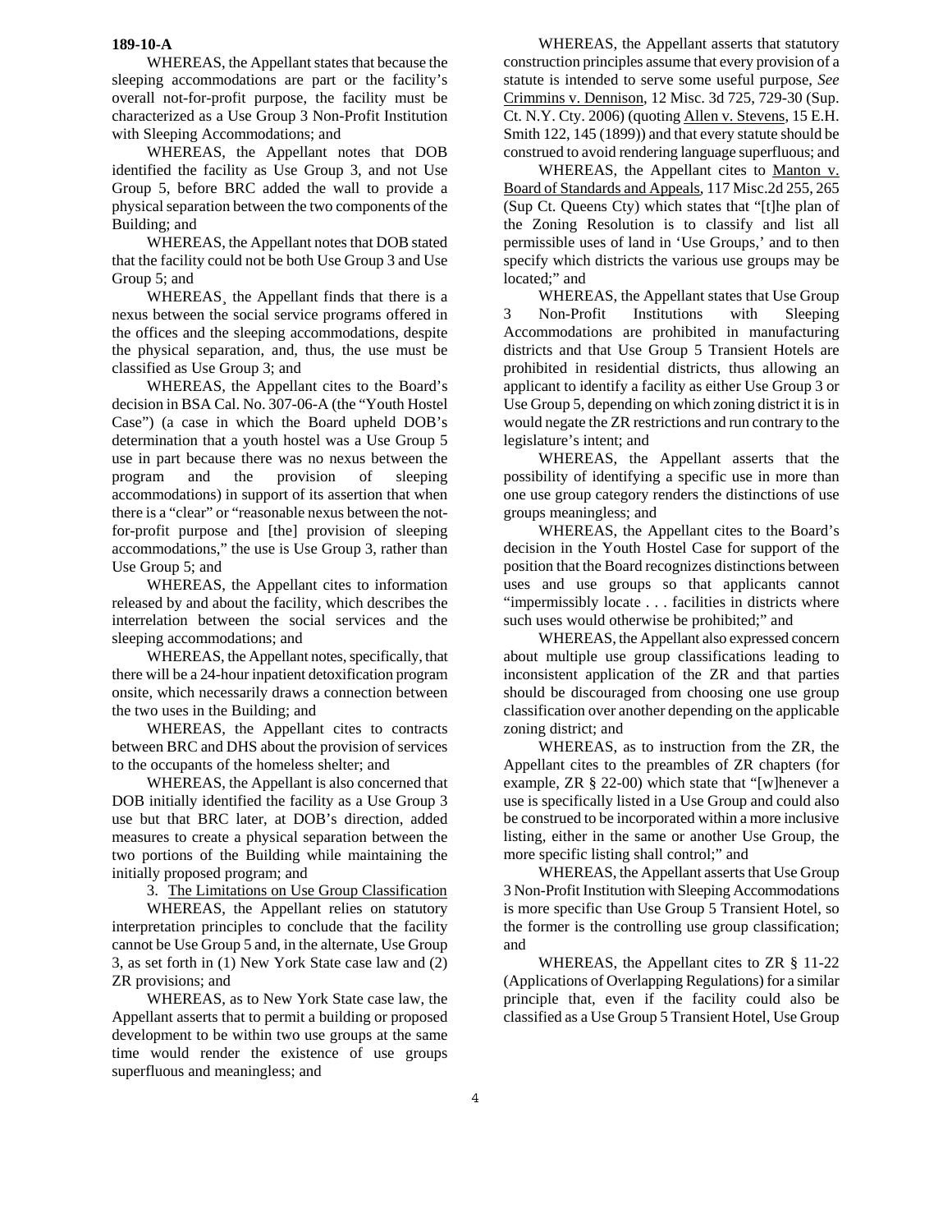**189-10-A**

WHEREAS, the Appellant states that because the sleeping accommodations are part or the facility's overall not-for-profit purpose, the facility must be characterized as a Use Group 3 Non-Profit Institution with Sleeping Accommodations; and

WHEREAS, the Appellant notes that DOB identified the facility as Use Group 3, and not Use Group 5, before BRC added the wall to provide a physical separation between the two components of the Building; and

WHEREAS, the Appellant notes that DOB stated that the facility could not be both Use Group 3 and Use Group 5; and

WHEREAS¸ the Appellant finds that there is a nexus between the social service programs offered in the offices and the sleeping accommodations, despite the physical separation, and, thus, the use must be classified as Use Group 3; and

WHEREAS, the Appellant cites to the Board's decision in BSA Cal. No. 307-06-A (the "Youth Hostel Case") (a case in which the Board upheld DOB's determination that a youth hostel was a Use Group 5 use in part because there was no nexus between the program and the provision of sleeping accommodations) in support of its assertion that when there is a "clear" or "reasonable nexus between the not-for-profit purpose and [the] provision of sleeping accommodations," the use is Use Group 3, rather than Use Group 5; and

WHEREAS, the Appellant cites to information released by and about the facility, which describes the interrelation between the social services and the sleeping accommodations; and

WHEREAS, the Appellant notes, specifically, that there will be a 24-hour inpatient detoxification program onsite, which necessarily draws a connection between the two uses in the Building; and

WHEREAS, the Appellant cites to contracts between BRC and DHS about the provision of services to the occupants of the homeless shelter; and

WHEREAS, the Appellant is also concerned that DOB initially identified the facility as a Use Group 3 use but that BRC later, at DOB's direction, added measures to create a physical separation between the two portions of the Building while maintaining the initially proposed program; and

3. The Limitations on Use Group Classification

WHEREAS, the Appellant relies on statutory interpretation principles to conclude that the facility cannot be Use Group 5 and, in the alternate, Use Group 3, as set forth in (1) New York State case law and (2) ZR provisions; and

WHEREAS, as to New York State case law, the Appellant asserts that to permit a building or proposed development to be within two use groups at the same time would render the existence of use groups superfluous and meaningless; and

WHEREAS, the Appellant asserts that statutory construction principles assume that every provision of a statute is intended to serve some useful purpose, *See* Crimmins v. Dennison, 12 Misc. 3d 725, 729-30 (Sup. Ct. N.Y. Cty. 2006) (quoting Allen v. Stevens, 15 E.H. Smith 122, 145 (1899)) and that every statute should be construed to avoid rendering language superfluous; and

WHEREAS, the Appellant cites to Manton v. Board of Standards and Appeals, 117 Misc.2d 255, 265 (Sup Ct. Queens Cty) which states that "[t]he plan of the Zoning Resolution is to classify and list all permissible uses of land in 'Use Groups,' and to then specify which districts the various use groups may be located;" and

WHEREAS, the Appellant states that Use Group 3 Non-Profit Institutions with Sleeping Accommodations are prohibited in manufacturing districts and that Use Group 5 Transient Hotels are prohibited in residential districts, thus allowing an applicant to identify a facility as either Use Group 3 or Use Group 5, depending on which zoning district it is in would negate the ZR restrictions and run contrary to the legislature's intent; and

WHEREAS, the Appellant asserts that the possibility of identifying a specific use in more than one use group category renders the distinctions of use groups meaningless; and

WHEREAS, the Appellant cites to the Board's decision in the Youth Hostel Case for support of the position that the Board recognizes distinctions between uses and use groups so that applicants cannot "impermissibly locate . . . facilities in districts where such uses would otherwise be prohibited;" and

WHEREAS, the Appellant also expressed concern about multiple use group classifications leading to inconsistent application of the ZR and that parties should be discouraged from choosing one use group classification over another depending on the applicable zoning district; and

WHEREAS, as to instruction from the ZR, the Appellant cites to the preambles of ZR chapters (for example, ZR § 22-00) which state that "[w]henever a use is specifically listed in a Use Group and could also be construed to be incorporated within a more inclusive listing, either in the same or another Use Group, the more specific listing shall control;" and

WHEREAS, the Appellant asserts that Use Group 3 Non-Profit Institution with Sleeping Accommodations is more specific than Use Group 5 Transient Hotel, so the former is the controlling use group classification; and

WHEREAS, the Appellant cites to ZR § 11-22 (Applications of Overlapping Regulations) for a similar principle that, even if the facility could also be classified as a Use Group 5 Transient Hotel, Use Group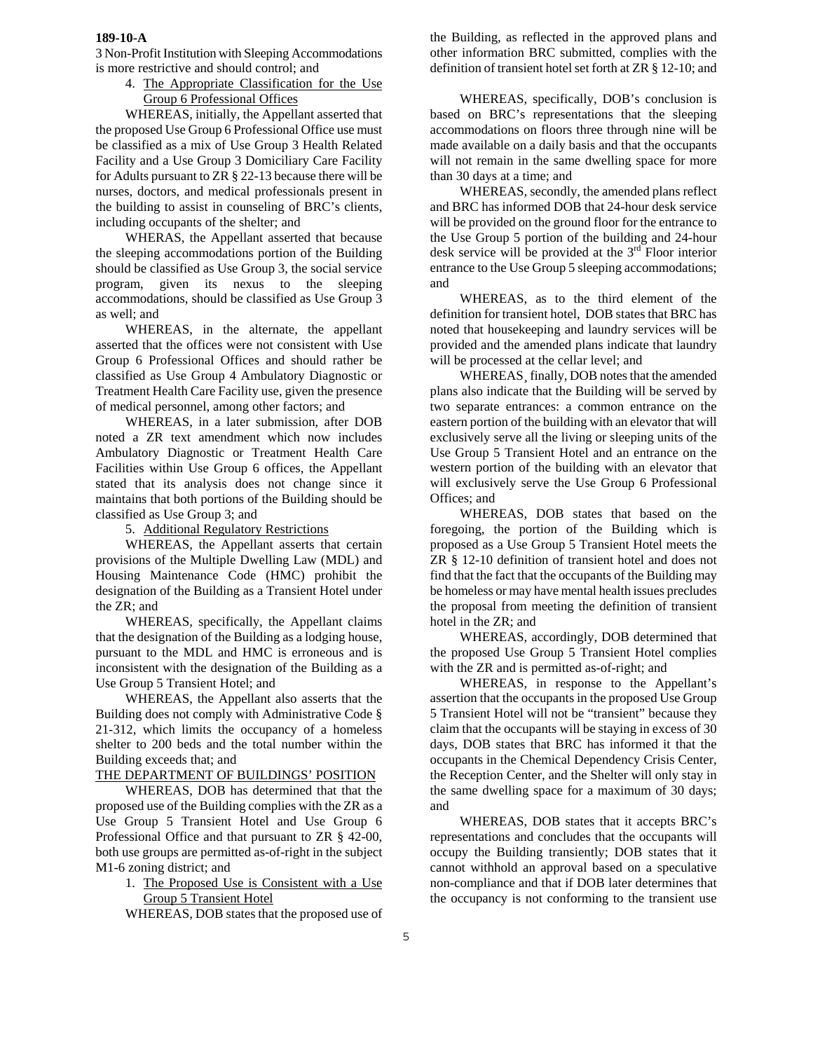3 Non-Profit Institution with Sleeping Accommodations is more restrictive and should control; and

4. The Appropriate Classification for the Use Group 6 Professional Offices

WHEREAS, initially, the Appellant asserted that the proposed Use Group 6 Professional Office use must be classified as a mix of Use Group 3 Health Related Facility and a Use Group 3 Domiciliary Care Facility for Adults pursuant to ZR § 22-13 because there will be nurses, doctors, and medical professionals present in the building to assist in counseling of BRC's clients, including occupants of the shelter; and

WHERAS, the Appellant asserted that because the sleeping accommodations portion of the Building should be classified as Use Group 3, the social service program, given its nexus to the sleeping accommodations, should be classified as Use Group 3 as well; and

WHEREAS, in the alternate, the appellant asserted that the offices were not consistent with Use Group 6 Professional Offices and should rather be classified as Use Group 4 Ambulatory Diagnostic or Treatment Health Care Facility use, given the presence of medical personnel, among other factors; and

WHEREAS, in a later submission, after DOB noted a ZR text amendment which now includes Ambulatory Diagnostic or Treatment Health Care Facilities within Use Group 6 offices, the Appellant stated that its analysis does not change since it maintains that both portions of the Building should be classified as Use Group 3; and

5. Additional Regulatory Restrictions

WHEREAS, the Appellant asserts that certain provisions of the Multiple Dwelling Law (MDL) and Housing Maintenance Code (HMC) prohibit the designation of the Building as a Transient Hotel under the ZR; and

WHEREAS, specifically, the Appellant claims that the designation of the Building as a lodging house, pursuant to the MDL and HMC is erroneous and is inconsistent with the designation of the Building as a Use Group 5 Transient Hotel; and

WHEREAS, the Appellant also asserts that the Building does not comply with Administrative Code § 21-312, which limits the occupancy of a homeless shelter to 200 beds and the total number within the Building exceeds that; and

THE DEPARTMENT OF BUILDINGS' POSITION

WHEREAS, DOB has determined that that the proposed use of the Building complies with the ZR as a Use Group 5 Transient Hotel and Use Group 6 Professional Office and that pursuant to ZR § 42-00, both use groups are permitted as-of-right in the subject M1-6 zoning district; and

1. The Proposed Use is Consistent with a Use Group 5 Transient Hotel

WHEREAS, DOB states that the proposed use of the Building, as reflected in the approved plans and other information BRC submitted, complies with the definition of transient hotel set forth at ZR § 12-10; and

WHEREAS, specifically, DOB's conclusion is based on BRC's representations that the sleeping accommodations on floors three through nine will be made available on a daily basis and that the occupants will not remain in the same dwelling space for more than 30 days at a time; and

WHEREAS, secondly, the amended plans reflect and BRC has informed DOB that 24-hour desk service will be provided on the ground floor for the entrance to the Use Group 5 portion of the building and 24-hour desk service will be provided at the 3rd Floor interior entrance to the Use Group 5 sleeping accommodations; and

WHEREAS, as to the third element of the definition for transient hotel, DOB states that BRC has noted that housekeeping and laundry services will be provided and the amended plans indicate that laundry will be processed at the cellar level; and

WHEREAS¸ finally, DOB notes that the amended plans also indicate that the Building will be served by two separate entrances: a common entrance on the eastern portion of the building with an elevator that will exclusively serve all the living or sleeping units of the Use Group 5 Transient Hotel and an entrance on the western portion of the building with an elevator that will exclusively serve the Use Group 6 Professional Offices; and

WHEREAS, DOB states that based on the foregoing, the portion of the Building which is proposed as a Use Group 5 Transient Hotel meets the ZR § 12-10 definition of transient hotel and does not find that the fact that the occupants of the Building may be homeless or may have mental health issues precludes the proposal from meeting the definition of transient hotel in the ZR; and

WHEREAS, accordingly, DOB determined that the proposed Use Group 5 Transient Hotel complies with the ZR and is permitted as-of-right; and

WHEREAS, in response to the Appellant's assertion that the occupants in the proposed Use Group 5 Transient Hotel will not be "transient" because they claim that the occupants will be staying in excess of 30 days, DOB states that BRC has informed it that the occupants in the Chemical Dependency Crisis Center, the Reception Center, and the Shelter will only stay in the same dwelling space for a maximum of 30 days; and

WHEREAS, DOB states that it accepts BRC's representations and concludes that the occupants will occupy the Building transiently; DOB states that it cannot withhold an approval based on a speculative non-compliance and that if DOB later determines that the occupancy is not conforming to the transient use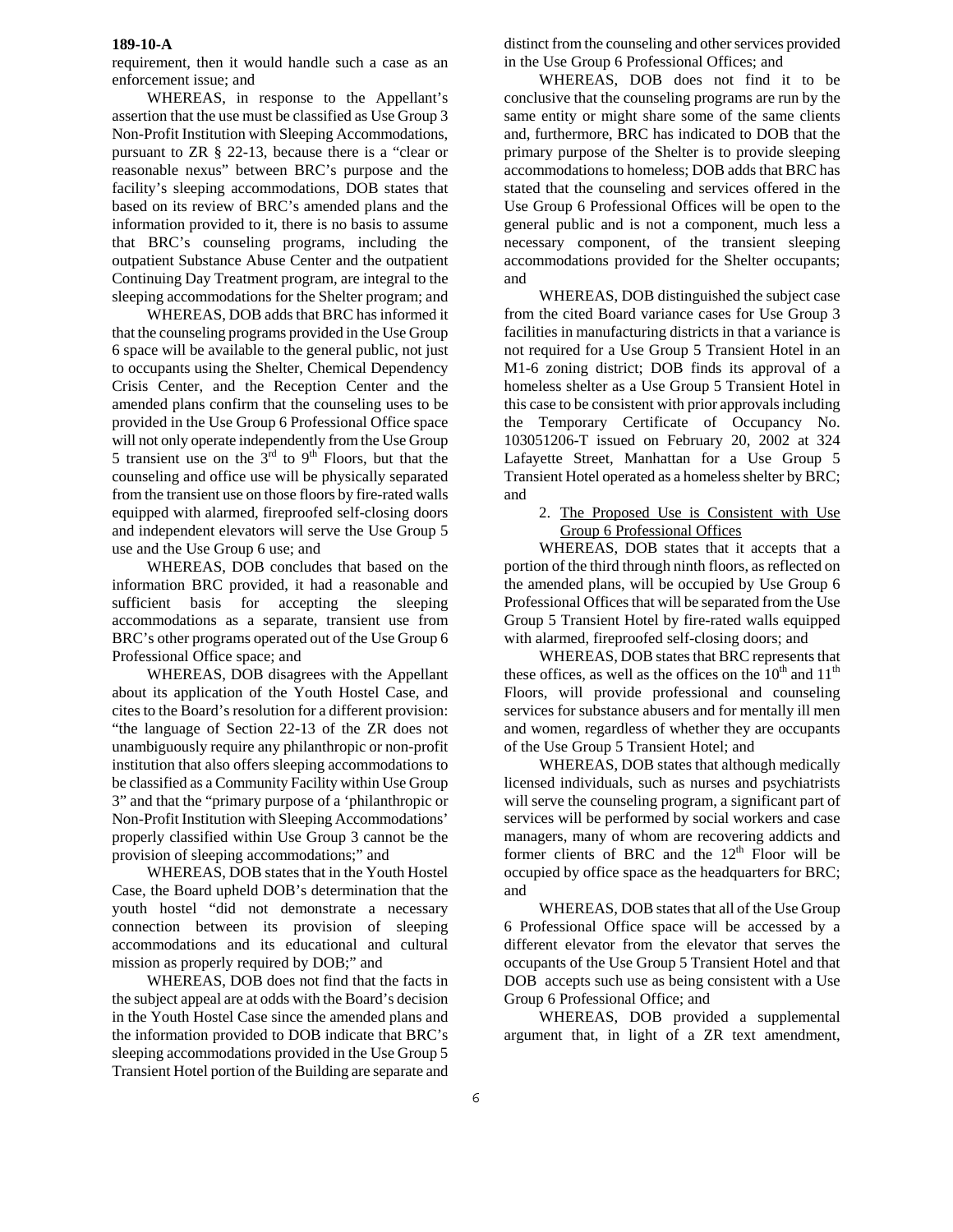requirement, then it would handle such a case as an enforcement issue; and

WHEREAS, in response to the Appellant's assertion that the use must be classified as Use Group 3 Non-Profit Institution with Sleeping Accommodations, pursuant to ZR § 22-13, because there is a "clear or reasonable nexus" between BRC's purpose and the facility's sleeping accommodations, DOB states that based on its review of BRC's amended plans and the information provided to it, there is no basis to assume that BRC's counseling programs, including the outpatient Substance Abuse Center and the outpatient Continuing Day Treatment program, are integral to the sleeping accommodations for the Shelter program; and

WHEREAS, DOB adds that BRC has informed it that the counseling programs provided in the Use Group 6 space will be available to the general public, not just to occupants using the Shelter, Chemical Dependency Crisis Center, and the Reception Center and the amended plans confirm that the counseling uses to be provided in the Use Group 6 Professional Office space will not only operate independently from the Use Group 5 transient use on the 3rd to 9th Floors, but that the counseling and office use will be physically separated from the transient use on those floors by fire-rated walls equipped with alarmed, fireproofed self-closing doors and independent elevators will serve the Use Group 5 use and the Use Group 6 use; and

WHEREAS, DOB concludes that based on the information BRC provided, it had a reasonable and sufficient basis for accepting the sleeping accommodations as a separate, transient use from BRC's other programs operated out of the Use Group 6 Professional Office space; and

WHEREAS, DOB disagrees with the Appellant about its application of the Youth Hostel Case, and cites to the Board's resolution for a different provision: "the language of Section 22-13 of the ZR does not unambiguously require any philanthropic or non-profit institution that also offers sleeping accommodations to be classified as a Community Facility within Use Group 3" and that the "primary purpose of a 'philanthropic or Non-Profit Institution with Sleeping Accommodations' properly classified within Use Group 3 cannot be the provision of sleeping accommodations;" and

WHEREAS, DOB states that in the Youth Hostel Case, the Board upheld DOB's determination that the youth hostel "did not demonstrate a necessary connection between its provision of sleeping accommodations and its educational and cultural mission as properly required by DOB;" and

WHEREAS, DOB does not find that the facts in the subject appeal are at odds with the Board's decision in the Youth Hostel Case since the amended plans and the information provided to DOB indicate that BRC's sleeping accommodations provided in the Use Group 5 Transient Hotel portion of the Building are separate and distinct from the counseling and other services provided in the Use Group 6 Professional Offices; and

WHEREAS, DOB does not find it to be conclusive that the counseling programs are run by the same entity or might share some of the same clients and, furthermore, BRC has indicated to DOB that the primary purpose of the Shelter is to provide sleeping accommodations to homeless; DOB adds that BRC has stated that the counseling and services offered in the Use Group 6 Professional Offices will be open to the general public and is not a component, much less a necessary component, of the transient sleeping accommodations provided for the Shelter occupants; and

WHEREAS, DOB distinguished the subject case from the cited Board variance cases for Use Group 3 facilities in manufacturing districts in that a variance is not required for a Use Group 5 Transient Hotel in an M1-6 zoning district; DOB finds its approval of a homeless shelter as a Use Group 5 Transient Hotel in this case to be consistent with prior approvals including the Temporary Certificate of Occupancy No. 103051206-T issued on February 20, 2002 at 324 Lafayette Street, Manhattan for a Use Group 5 Transient Hotel operated as a homeless shelter by BRC; and

2. The Proposed Use is Consistent with Use Group 6 Professional Offices

WHEREAS, DOB states that it accepts that a portion of the third through ninth floors, as reflected on the amended plans, will be occupied by Use Group 6 Professional Offices that will be separated from the Use Group 5 Transient Hotel by fire-rated walls equipped with alarmed, fireproofed self-closing doors; and

WHEREAS, DOB states that BRC represents that these offices, as well as the offices on the 10th and 11th Floors, will provide professional and counseling services for substance abusers and for mentally ill men and women, regardless of whether they are occupants of the Use Group 5 Transient Hotel; and

WHEREAS, DOB states that although medically licensed individuals, such as nurses and psychiatrists will serve the counseling program, a significant part of services will be performed by social workers and case managers, many of whom are recovering addicts and former clients of BRC and the 12th Floor will be occupied by office space as the headquarters for BRC; and

WHEREAS, DOB states that all of the Use Group 6 Professional Office space will be accessed by a different elevator from the elevator that serves the occupants of the Use Group 5 Transient Hotel and that DOB accepts such use as being consistent with a Use Group 6 Professional Office; and

WHEREAS, DOB provided a supplemental argument that, in light of a ZR text amendment,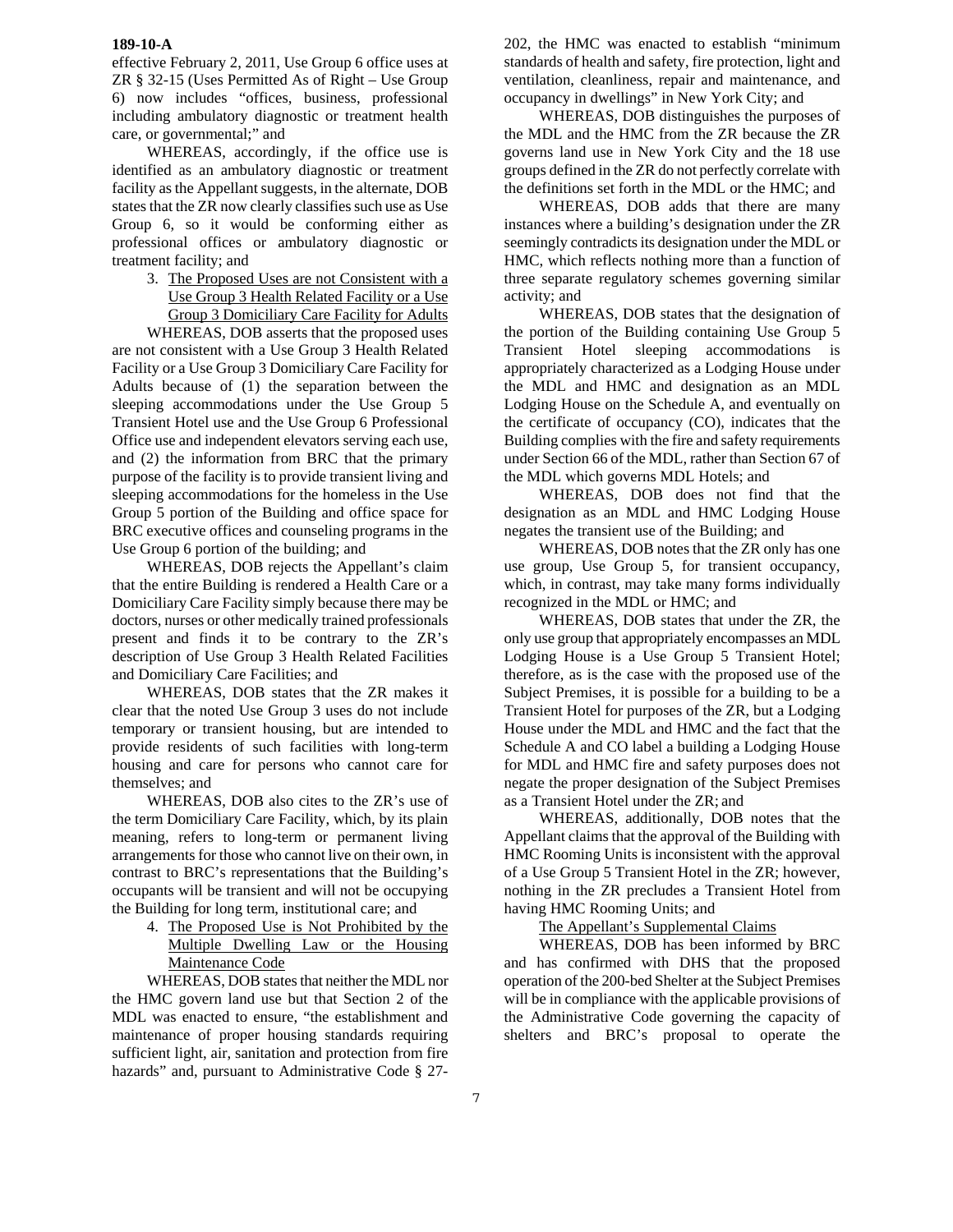effective February 2, 2011, Use Group 6 office uses at ZR § 32-15 (Uses Permitted As of Right – Use Group 6) now includes "offices, business, professional including ambulatory diagnostic or treatment health care, or governmental;" and

WHEREAS, accordingly, if the office use is identified as an ambulatory diagnostic or treatment facility as the Appellant suggests, in the alternate, DOB states that the ZR now clearly classifies such use as Use Group 6, so it would be conforming either as professional offices or ambulatory diagnostic or treatment facility; and

3. The Proposed Uses are not Consistent with a Use Group 3 Health Related Facility or a Use Group 3 Domiciliary Care Facility for Adults

WHEREAS, DOB asserts that the proposed uses are not consistent with a Use Group 3 Health Related Facility or a Use Group 3 Domiciliary Care Facility for Adults because of (1) the separation between the sleeping accommodations under the Use Group 5 Transient Hotel use and the Use Group 6 Professional Office use and independent elevators serving each use, and (2) the information from BRC that the primary purpose of the facility is to provide transient living and sleeping accommodations for the homeless in the Use Group 5 portion of the Building and office space for BRC executive offices and counseling programs in the Use Group 6 portion of the building; and

WHEREAS, DOB rejects the Appellant's claim that the entire Building is rendered a Health Care or a Domiciliary Care Facility simply because there may be doctors, nurses or other medically trained professionals present and finds it to be contrary to the ZR's description of Use Group 3 Health Related Facilities and Domiciliary Care Facilities; and

WHEREAS, DOB states that the ZR makes it clear that the noted Use Group 3 uses do not include temporary or transient housing, but are intended to provide residents of such facilities with long-term housing and care for persons who cannot care for themselves; and

WHEREAS, DOB also cites to the ZR's use of the term Domiciliary Care Facility, which, by its plain meaning, refers to long-term or permanent living arrangements for those who cannot live on their own, in contrast to BRC's representations that the Building's occupants will be transient and will not be occupying the Building for long term, institutional care; and

4. The Proposed Use is Not Prohibited by the Multiple Dwelling Law or the Housing Maintenance Code

WHEREAS, DOB states that neither the MDL nor the HMC govern land use but that Section 2 of the MDL was enacted to ensure, "the establishment and maintenance of proper housing standards requiring sufficient light, air, sanitation and protection from fire hazards" and, pursuant to Administrative Code § 27-202, the HMC was enacted to establish "minimum standards of health and safety, fire protection, light and ventilation, cleanliness, repair and maintenance, and occupancy in dwellings" in New York City; and

WHEREAS, DOB distinguishes the purposes of the MDL and the HMC from the ZR because the ZR governs land use in New York City and the 18 use groups defined in the ZR do not perfectly correlate with the definitions set forth in the MDL or the HMC; and

WHEREAS, DOB adds that there are many instances where a building's designation under the ZR seemingly contradicts its designation under the MDL or HMC, which reflects nothing more than a function of three separate regulatory schemes governing similar activity; and

WHEREAS, DOB states that the designation of the portion of the Building containing Use Group 5 Transient Hotel sleeping accommodations is appropriately characterized as a Lodging House under the MDL and HMC and designation as an MDL Lodging House on the Schedule A, and eventually on the certificate of occupancy (CO), indicates that the Building complies with the fire and safety requirements under Section 66 of the MDL, rather than Section 67 of the MDL which governs MDL Hotels; and

WHEREAS, DOB does not find that the designation as an MDL and HMC Lodging House negates the transient use of the Building; and

WHEREAS, DOB notes that the ZR only has one use group, Use Group 5, for transient occupancy, which, in contrast, may take many forms individually recognized in the MDL or HMC; and

WHEREAS, DOB states that under the ZR, the only use group that appropriately encompasses an MDL Lodging House is a Use Group 5 Transient Hotel; therefore, as is the case with the proposed use of the Subject Premises, it is possible for a building to be a Transient Hotel for purposes of the ZR, but a Lodging House under the MDL and HMC and the fact that the Schedule A and CO label a building a Lodging House for MDL and HMC fire and safety purposes does not negate the proper designation of the Subject Premises as a Transient Hotel under the ZR; and

WHEREAS, additionally, DOB notes that the Appellant claims that the approval of the Building with HMC Rooming Units is inconsistent with the approval of a Use Group 5 Transient Hotel in the ZR; however, nothing in the ZR precludes a Transient Hotel from having HMC Rooming Units; and

The Appellant's Supplemental Claims

WHEREAS, DOB has been informed by BRC and has confirmed with DHS that the proposed operation of the 200-bed Shelter at the Subject Premises will be in compliance with the applicable provisions of the Administrative Code governing the capacity of shelters and BRC's proposal to operate the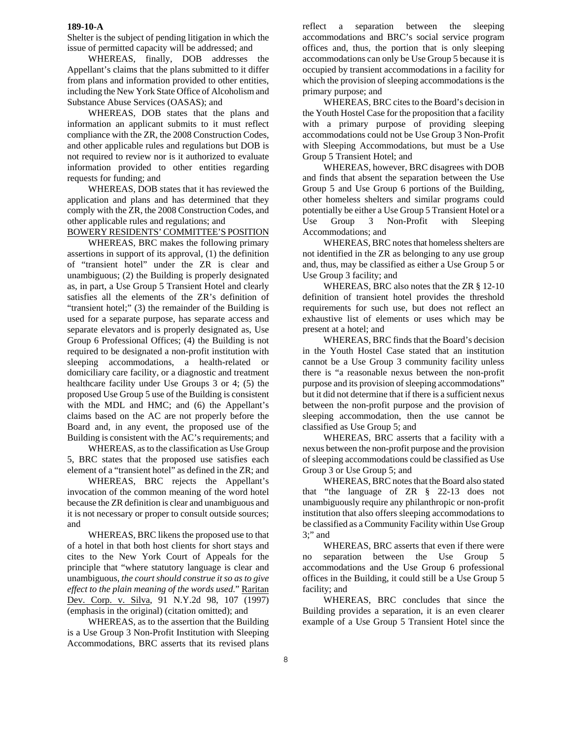Shelter is the subject of pending litigation in which the issue of permitted capacity will be addressed; and

WHEREAS, finally, DOB addresses the Appellant's claims that the plans submitted to it differ from plans and information provided to other entities, including the New York State Office of Alcoholism and Substance Abuse Services (OASAS); and

WHEREAS, DOB states that the plans and information an applicant submits to it must reflect compliance with the ZR, the 2008 Construction Codes, and other applicable rules and regulations but DOB is not required to review nor is it authorized to evaluate information provided to other entities regarding requests for funding; and

WHEREAS, DOB states that it has reviewed the application and plans and has determined that they comply with the ZR, the 2008 Construction Codes, and other applicable rules and regulations; and

BOWERY RESIDENTS' COMMITTEE'S POSITION

WHEREAS, BRC makes the following primary assertions in support of its approval, (1) the definition of "transient hotel" under the ZR is clear and unambiguous; (2) the Building is properly designated as, in part, a Use Group 5 Transient Hotel and clearly satisfies all the elements of the ZR's definition of "transient hotel;" (3) the remainder of the Building is used for a separate purpose, has separate access and separate elevators and is properly designated as, Use Group 6 Professional Offices; (4) the Building is not required to be designated a non-profit institution with sleeping accommodations, a health-related or domiciliary care facility, or a diagnostic and treatment healthcare facility under Use Groups 3 or 4; (5) the proposed Use Group 5 use of the Building is consistent with the MDL and HMC; and (6) the Appellant's claims based on the AC are not properly before the Board and, in any event, the proposed use of the Building is consistent with the AC's requirements; and

WHEREAS, as to the classification as Use Group 5, BRC states that the proposed use satisfies each element of a "transient hotel" as defined in the ZR; and

WHEREAS, BRC rejects the Appellant's invocation of the common meaning of the word hotel because the ZR definition is clear and unambiguous and it is not necessary or proper to consult outside sources; and

WHEREAS, BRC likens the proposed use to that of a hotel in that both host clients for short stays and cites to the New York Court of Appeals for the principle that "where statutory language is clear and unambiguous, *the court should construe it so as to give effect to the plain meaning of the words used*." Raritan Dev. Corp. v. Silva, 91 N.Y.2d 98, 107 (1997) (emphasis in the original) (citation omitted); and

WHEREAS, as to the assertion that the Building is a Use Group 3 Non-Profit Institution with Sleeping Accommodations, BRC asserts that its revised plans reflect a separation between the sleeping accommodations and BRC's social service program offices and, thus, the portion that is only sleeping accommodations can only be Use Group 5 because it is occupied by transient accommodations in a facility for which the provision of sleeping accommodations is the primary purpose; and

WHEREAS, BRC cites to the Board's decision in the Youth Hostel Case for the proposition that a facility with a primary purpose of providing sleeping accommodations could not be Use Group 3 Non-Profit with Sleeping Accommodations, but must be a Use Group 5 Transient Hotel; and

WHEREAS, however, BRC disagrees with DOB and finds that absent the separation between the Use Group 5 and Use Group 6 portions of the Building, other homeless shelters and similar programs could potentially be either a Use Group 5 Transient Hotel or a Use Group 3 Non-Profit with Sleeping Accommodations; and

WHEREAS, BRC notes that homeless shelters are not identified in the ZR as belonging to any use group and, thus, may be classified as either a Use Group 5 or Use Group 3 facility; and

WHEREAS, BRC also notes that the ZR § 12-10 definition of transient hotel provides the threshold requirements for such use, but does not reflect an exhaustive list of elements or uses which may be present at a hotel; and

WHEREAS, BRC finds that the Board's decision in the Youth Hostel Case stated that an institution cannot be a Use Group 3 community facility unless there is "a reasonable nexus between the non-profit purpose and its provision of sleeping accommodations" but it did not determine that if there is a sufficient nexus between the non-profit purpose and the provision of sleeping accommodation, then the use cannot be classified as Use Group 5; and

WHEREAS, BRC asserts that a facility with a nexus between the non-profit purpose and the provision of sleeping accommodations could be classified as Use Group 3 or Use Group 5; and

WHEREAS, BRC notes that the Board also stated that "the language of ZR § 22-13 does not unambiguously require any philanthropic or non-profit institution that also offers sleeping accommodations to be classified as a Community Facility within Use Group 3;" and

WHEREAS, BRC asserts that even if there were no separation between the Use Group 5 accommodations and the Use Group 6 professional offices in the Building, it could still be a Use Group 5 facility; and

WHEREAS, BRC concludes that since the Building provides a separation, it is an even clearer example of a Use Group 5 Transient Hotel since the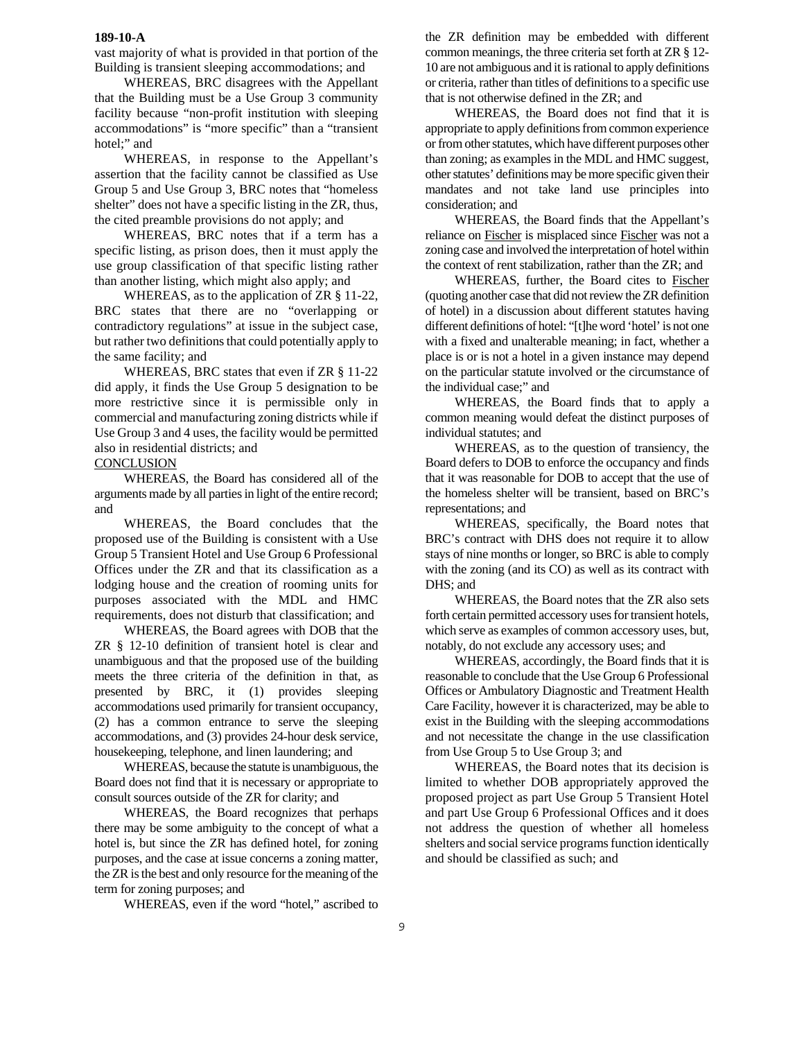vast majority of what is provided in that portion of the Building is transient sleeping accommodations; and

WHEREAS, BRC disagrees with the Appellant that the Building must be a Use Group 3 community facility because "non-profit institution with sleeping accommodations" is "more specific" than a "transient hotel;" and

WHEREAS, in response to the Appellant's assertion that the facility cannot be classified as Use Group 5 and Use Group 3, BRC notes that "homeless shelter" does not have a specific listing in the ZR, thus, the cited preamble provisions do not apply; and

WHEREAS, BRC notes that if a term has a specific listing, as prison does, then it must apply the use group classification of that specific listing rather than another listing, which might also apply; and

WHEREAS, as to the application of ZR § 11-22, BRC states that there are no "overlapping or contradictory regulations" at issue in the subject case, but rather two definitions that could potentially apply to the same facility; and

WHEREAS, BRC states that even if ZR § 11-22 did apply, it finds the Use Group 5 designation to be more restrictive since it is permissible only in commercial and manufacturing zoning districts while if Use Group 3 and 4 uses, the facility would be permitted also in residential districts; and

CONCLUSION

WHEREAS, the Board has considered all of the arguments made by all parties in light of the entire record; and

WHEREAS, the Board concludes that the proposed use of the Building is consistent with a Use Group 5 Transient Hotel and Use Group 6 Professional Offices under the ZR and that its classification as a lodging house and the creation of rooming units for purposes associated with the MDL and HMC requirements, does not disturb that classification; and

WHEREAS, the Board agrees with DOB that the ZR § 12-10 definition of transient hotel is clear and unambiguous and that the proposed use of the building meets the three criteria of the definition in that, as presented by BRC, it (1) provides sleeping accommodations used primarily for transient occupancy, (2) has a common entrance to serve the sleeping accommodations, and (3) provides 24-hour desk service, housekeeping, telephone, and linen laundering; and

WHEREAS, because the statute is unambiguous, the Board does not find that it is necessary or appropriate to consult sources outside of the ZR for clarity; and

WHEREAS, the Board recognizes that perhaps there may be some ambiguity to the concept of what a hotel is, but since the ZR has defined hotel, for zoning purposes, and the case at issue concerns a zoning matter, the ZR is the best and only resource for the meaning of the term for zoning purposes; and

WHEREAS, even if the word "hotel," ascribed to the ZR definition may be embedded with different common meanings, the three criteria set forth at ZR § 12-10 are not ambiguous and it is rational to apply definitions or criteria, rather than titles of definitions to a specific use that is not otherwise defined in the ZR; and

WHEREAS, the Board does not find that it is appropriate to apply definitions from common experience or from other statutes, which have different purposes other than zoning; as examples in the MDL and HMC suggest, other statutes' definitions may be more specific given their mandates and not take land use principles into consideration; and

WHEREAS, the Board finds that the Appellant's reliance on Fischer is misplaced since Fischer was not a zoning case and involved the interpretation of hotel within the context of rent stabilization, rather than the ZR; and

WHEREAS, further, the Board cites to Fischer (quoting another case that did not review the ZR definition of hotel) in a discussion about different statutes having different definitions of hotel: "[t]he word 'hotel' is not one with a fixed and unalterable meaning; in fact, whether a place is or is not a hotel in a given instance may depend on the particular statute involved or the circumstance of the individual case;" and

WHEREAS, the Board finds that to apply a common meaning would defeat the distinct purposes of individual statutes; and

WHEREAS, as to the question of transiency, the Board defers to DOB to enforce the occupancy and finds that it was reasonable for DOB to accept that the use of the homeless shelter will be transient, based on BRC's representations; and

WHEREAS, specifically, the Board notes that BRC's contract with DHS does not require it to allow stays of nine months or longer, so BRC is able to comply with the zoning (and its CO) as well as its contract with DHS; and

WHEREAS, the Board notes that the ZR also sets forth certain permitted accessory uses for transient hotels, which serve as examples of common accessory uses, but, notably, do not exclude any accessory uses; and

WHEREAS, accordingly, the Board finds that it is reasonable to conclude that the Use Group 6 Professional Offices or Ambulatory Diagnostic and Treatment Health Care Facility, however it is characterized, may be able to exist in the Building with the sleeping accommodations and not necessitate the change in the use classification from Use Group 5 to Use Group 3; and

WHEREAS, the Board notes that its decision is limited to whether DOB appropriately approved the proposed project as part Use Group 5 Transient Hotel and part Use Group 6 Professional Offices and it does not address the question of whether all homeless shelters and social service programs function identically and should be classified as such; and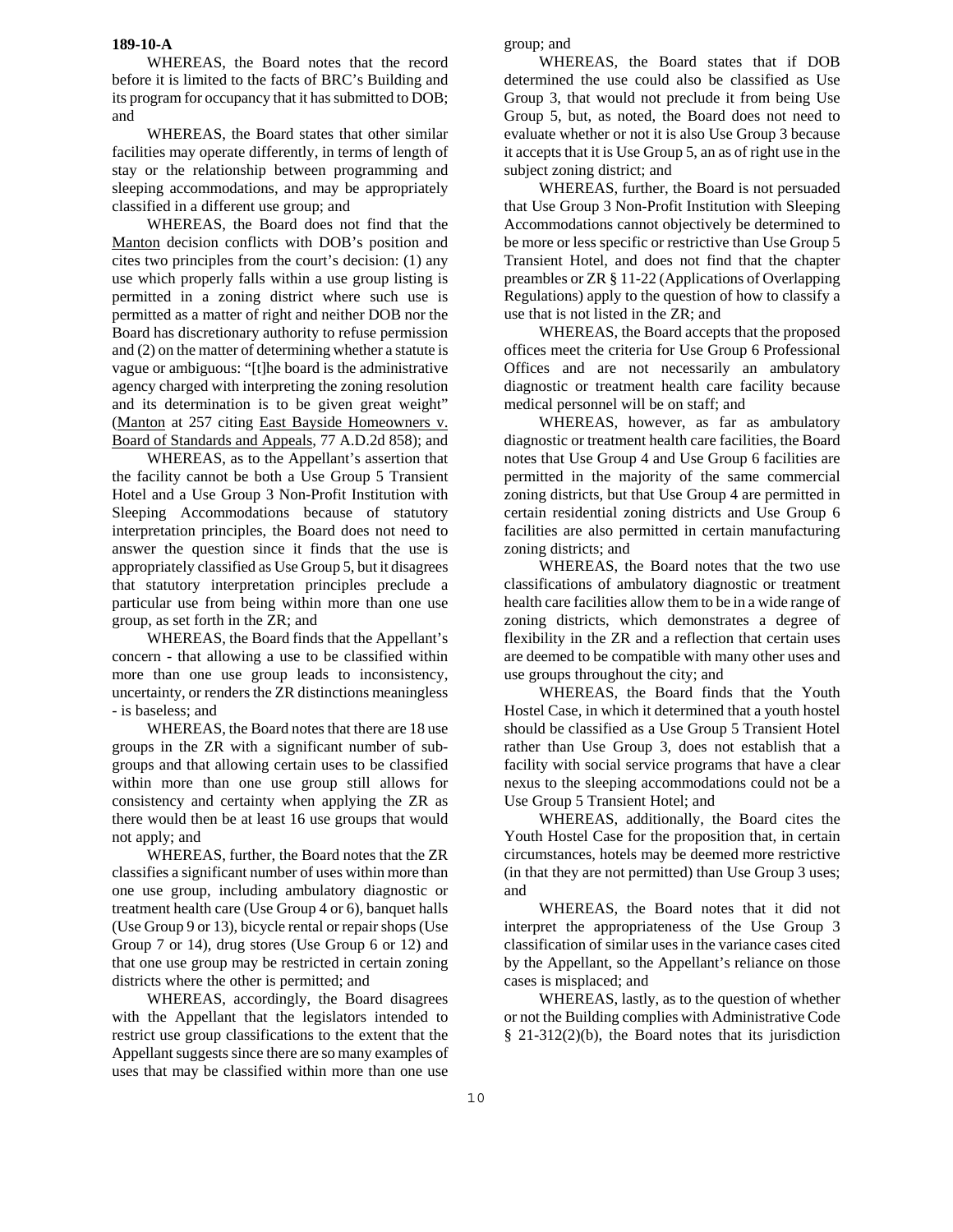**189-10-A**

WHEREAS, the Board notes that the record before it is limited to the facts of BRC's Building and its program for occupancy that it has submitted to DOB; and

WHEREAS, the Board states that other similar facilities may operate differently, in terms of length of stay or the relationship between programming and sleeping accommodations, and may be appropriately classified in a different use group; and

WHEREAS, the Board does not find that the Manton decision conflicts with DOB's position and cites two principles from the court's decision: (1) any use which properly falls within a use group listing is permitted in a zoning district where such use is permitted as a matter of right and neither DOB nor the Board has discretionary authority to refuse permission and (2) on the matter of determining whether a statute is vague or ambiguous: "[t]he board is the administrative agency charged with interpreting the zoning resolution and its determination is to be given great weight" (Manton at 257 citing East Bayside Homeowners v. Board of Standards and Appeals, 77 A.D.2d 858); and

WHEREAS, as to the Appellant's assertion that the facility cannot be both a Use Group 5 Transient Hotel and a Use Group 3 Non-Profit Institution with Sleeping Accommodations because of statutory interpretation principles, the Board does not need to answer the question since it finds that the use is appropriately classified as Use Group 5, but it disagrees that statutory interpretation principles preclude a particular use from being within more than one use group, as set forth in the ZR; and

WHEREAS, the Board finds that the Appellant's concern - that allowing a use to be classified within more than one use group leads to inconsistency, uncertainty, or renders the ZR distinctions meaningless - is baseless; and

WHEREAS, the Board notes that there are 18 use groups in the ZR with a significant number of sub-groups and that allowing certain uses to be classified within more than one use group still allows for consistency and certainty when applying the ZR as there would then be at least 16 use groups that would not apply; and

WHEREAS, further, the Board notes that the ZR classifies a significant number of uses within more than one use group, including ambulatory diagnostic or treatment health care (Use Group 4 or 6), banquet halls (Use Group 9 or 13), bicycle rental or repair shops (Use Group 7 or 14), drug stores (Use Group 6 or 12) and that one use group may be restricted in certain zoning districts where the other is permitted; and

WHEREAS, accordingly, the Board disagrees with the Appellant that the legislators intended to restrict use group classifications to the extent that the Appellant suggests since there are so many examples of uses that may be classified within more than one use group; and

WHEREAS, the Board states that if DOB determined the use could also be classified as Use Group 3, that would not preclude it from being Use Group 5, but, as noted, the Board does not need to evaluate whether or not it is also Use Group 3 because it accepts that it is Use Group 5, an as of right use in the subject zoning district; and

WHEREAS, further, the Board is not persuaded that Use Group 3 Non-Profit Institution with Sleeping Accommodations cannot objectively be determined to be more or less specific or restrictive than Use Group 5 Transient Hotel, and does not find that the chapter preambles or ZR § 11-22 (Applications of Overlapping Regulations) apply to the question of how to classify a use that is not listed in the ZR; and

WHEREAS, the Board accepts that the proposed offices meet the criteria for Use Group 6 Professional Offices and are not necessarily an ambulatory diagnostic or treatment health care facility because medical personnel will be on staff; and

WHEREAS, however, as far as ambulatory diagnostic or treatment health care facilities, the Board notes that Use Group 4 and Use Group 6 facilities are permitted in the majority of the same commercial zoning districts, but that Use Group 4 are permitted in certain residential zoning districts and Use Group 6 facilities are also permitted in certain manufacturing zoning districts; and

WHEREAS, the Board notes that the two use classifications of ambulatory diagnostic or treatment health care facilities allow them to be in a wide range of zoning districts, which demonstrates a degree of flexibility in the ZR and a reflection that certain uses are deemed to be compatible with many other uses and use groups throughout the city; and

WHEREAS, the Board finds that the Youth Hostel Case, in which it determined that a youth hostel should be classified as a Use Group 5 Transient Hotel rather than Use Group 3, does not establish that a facility with social service programs that have a clear nexus to the sleeping accommodations could not be a Use Group 5 Transient Hotel; and

WHEREAS, additionally, the Board cites the Youth Hostel Case for the proposition that, in certain circumstances, hotels may be deemed more restrictive (in that they are not permitted) than Use Group 3 uses; and

WHEREAS, the Board notes that it did not interpret the appropriateness of the Use Group 3 classification of similar uses in the variance cases cited by the Appellant, so the Appellant's reliance on those cases is misplaced; and

WHEREAS, lastly, as to the question of whether or not the Building complies with Administrative Code § 21-312(2)(b), the Board notes that its jurisdiction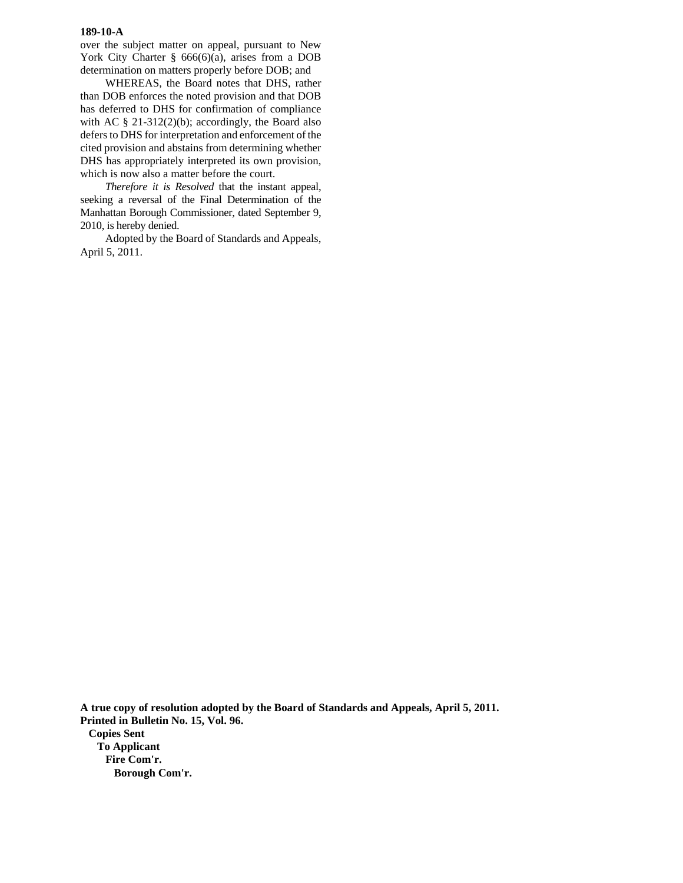**189-10-A**

over the subject matter on appeal, pursuant to New York City Charter § 666(6)(a), arises from a DOB determination on matters properly before DOB; and

WHEREAS, the Board notes that DHS, rather than DOB enforces the noted provision and that DOB has deferred to DHS for confirmation of compliance with AC § 21-312(2)(b); accordingly, the Board also defers to DHS for interpretation and enforcement of the cited provision and abstains from determining whether DHS has appropriately interpreted its own provision, which is now also a matter before the court.

*Therefore it is Resolved* that the instant appeal, seeking a reversal of the Final Determination of the Manhattan Borough Commissioner, dated September 9, 2010, is hereby denied.

Adopted by the Board of Standards and Appeals, April 5, 2011.

**A true copy of resolution adopted by the Board of Standards and Appeals, April 5, 2011.**
**Printed in Bulletin No. 15, Vol. 96.**
**Copies Sent**
**To Applicant**
**Fire Com'r.**
**Borough Com'r.**